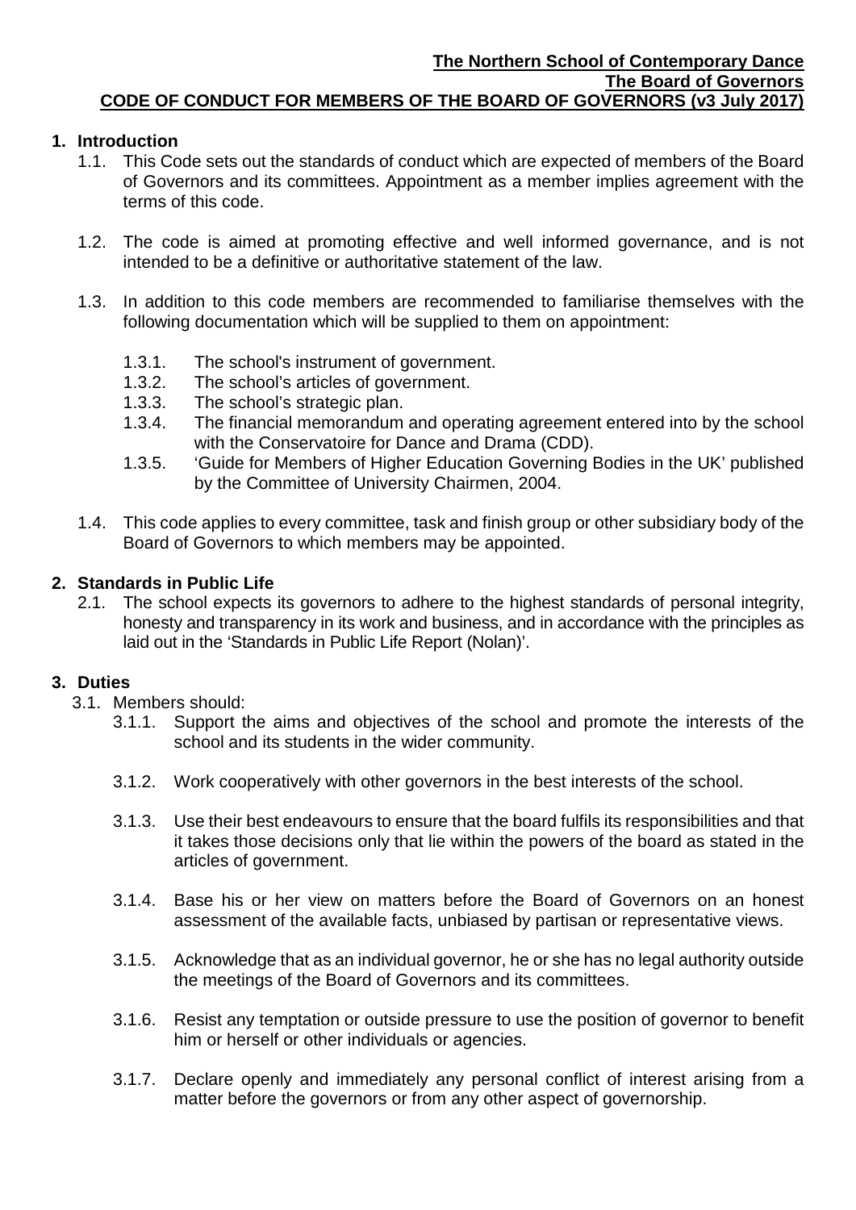**The Northern School of Contemporary Dance**
**The Board of Governors**
**CODE OF CONDUCT FOR MEMBERS OF THE BOARD OF GOVERNORS (v3 July 2017)**

## 1. Introduction

1.1. This Code sets out the standards of conduct which are expected of members of the Board of Governors and its committees. Appointment as a member implies agreement with the terms of this code.

1.2. The code is aimed at promoting effective and well informed governance, and is not intended to be a definitive or authoritative statement of the law.

1.3. In addition to this code members are recommended to familiarise themselves with the following documentation which will be supplied to them on appointment:

1.3.1. The school's instrument of government.
1.3.2. The school's articles of government.
1.3.3. The school's strategic plan.
1.3.4. The financial memorandum and operating agreement entered into by the school with the Conservatoire for Dance and Drama (CDD).
1.3.5. 'Guide for Members of Higher Education Governing Bodies in the UK' published by the Committee of University Chairmen, 2004.

1.4. This code applies to every committee, task and finish group or other subsidiary body of the Board of Governors to which members may be appointed.

## 2. Standards in Public Life

2.1. The school expects its governors to adhere to the highest standards of personal integrity, honesty and transparency in its work and business, and in accordance with the principles as laid out in the 'Standards in Public Life Report (Nolan)'.

## 3. Duties

3.1. Members should:

3.1.1. Support the aims and objectives of the school and promote the interests of the school and its students in the wider community.

3.1.2. Work cooperatively with other governors in the best interests of the school.

3.1.3. Use their best endeavours to ensure that the board fulfils its responsibilities and that it takes those decisions only that lie within the powers of the board as stated in the articles of government.

3.1.4. Base his or her view on matters before the Board of Governors on an honest assessment of the available facts, unbiased by partisan or representative views.

3.1.5. Acknowledge that as an individual governor, he or she has no legal authority outside the meetings of the Board of Governors and its committees.

3.1.6. Resist any temptation or outside pressure to use the position of governor to benefit him or herself or other individuals or agencies.

3.1.7. Declare openly and immediately any personal conflict of interest arising from a matter before the governors or from any other aspect of governorship.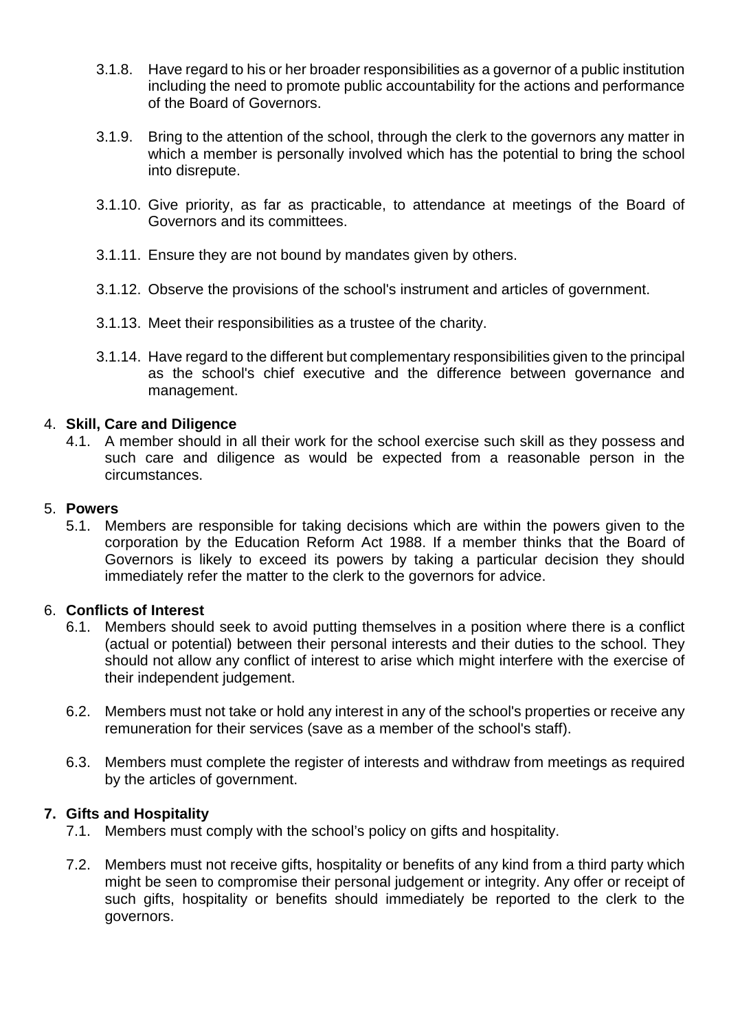3.1.8. Have regard to his or her broader responsibilities as a governor of a public institution including the need to promote public accountability for the actions and performance of the Board of Governors.

3.1.9. Bring to the attention of the school, through the clerk to the governors any matter in which a member is personally involved which has the potential to bring the school into disrepute.

3.1.10. Give priority, as far as practicable, to attendance at meetings of the Board of Governors and its committees.

3.1.11. Ensure they are not bound by mandates given by others.

3.1.12. Observe the provisions of the school's instrument and articles of government.

3.1.13. Meet their responsibilities as a trustee of the charity.

3.1.14. Have regard to the different but complementary responsibilities given to the principal as the school's chief executive and the difference between governance and management.

## 4. Skill, Care and Diligence

4.1. A member should in all their work for the school exercise such skill as they possess and such care and diligence as would be expected from a reasonable person in the circumstances.

## 5. Powers

5.1. Members are responsible for taking decisions which are within the powers given to the corporation by the Education Reform Act 1988. If a member thinks that the Board of Governors is likely to exceed its powers by taking a particular decision they should immediately refer the matter to the clerk to the governors for advice.

## 6. Conflicts of Interest

6.1. Members should seek to avoid putting themselves in a position where there is a conflict (actual or potential) between their personal interests and their duties to the school. They should not allow any conflict of interest to arise which might interfere with the exercise of their independent judgement.

6.2. Members must not take or hold any interest in any of the school's properties or receive any remuneration for their services (save as a member of the school's staff).

6.3. Members must complete the register of interests and withdraw from meetings as required by the articles of government.

## 7. Gifts and Hospitality

7.1. Members must comply with the school's policy on gifts and hospitality.

7.2. Members must not receive gifts, hospitality or benefits of any kind from a third party which might be seen to compromise their personal judgement or integrity. Any offer or receipt of such gifts, hospitality or benefits should immediately be reported to the clerk to the governors.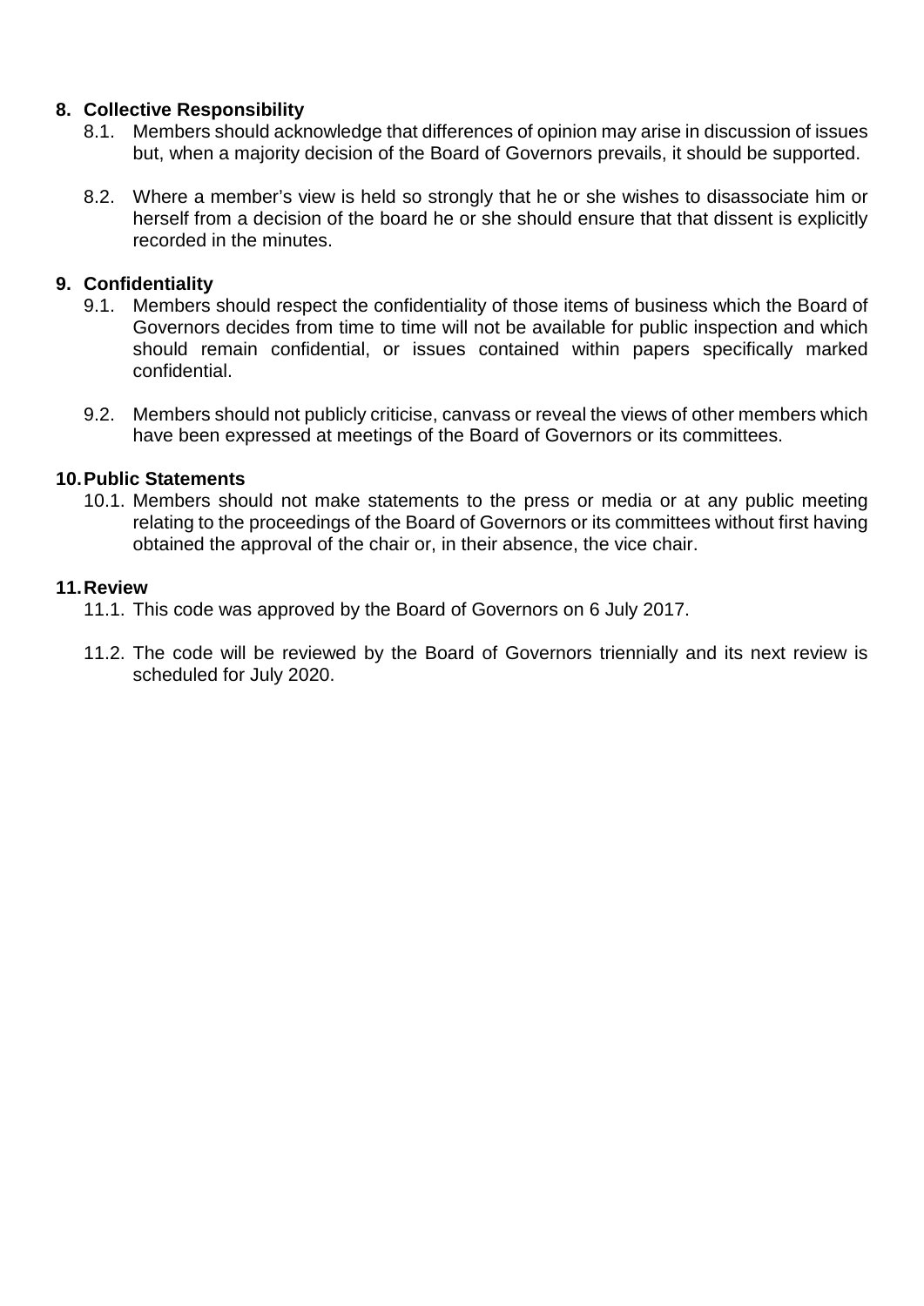## 8. Collective Responsibility

8.1. Members should acknowledge that differences of opinion may arise in discussion of issues but, when a majority decision of the Board of Governors prevails, it should be supported.

8.2. Where a member's view is held so strongly that he or she wishes to disassociate him or herself from a decision of the board he or she should ensure that that dissent is explicitly recorded in the minutes.

## 9. Confidentiality

9.1. Members should respect the confidentiality of those items of business which the Board of Governors decides from time to time will not be available for public inspection and which should remain confidential, or issues contained within papers specifically marked confidential.

9.2. Members should not publicly criticise, canvass or reveal the views of other members which have been expressed at meetings of the Board of Governors or its committees.

## 10. Public Statements

10.1. Members should not make statements to the press or media or at any public meeting relating to the proceedings of the Board of Governors or its committees without first having obtained the approval of the chair or, in their absence, the vice chair.

## 11. Review

11.1. This code was approved by the Board of Governors on 6 July 2017.

11.2. The code will be reviewed by the Board of Governors triennially and its next review is scheduled for July 2020.